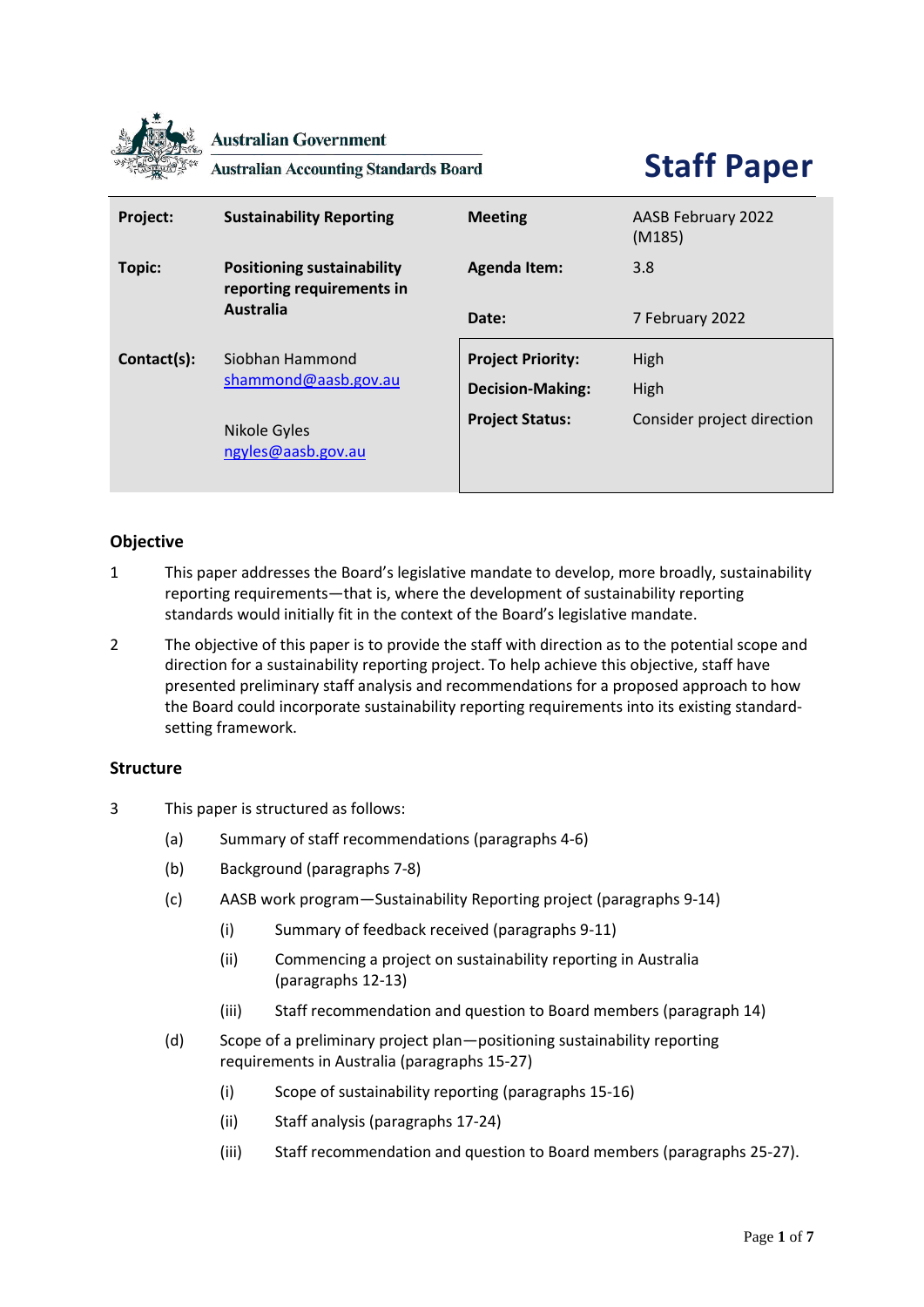Australian Government

Australian Accounting Standards Board

# Staff Paper

| | | | |
|---|---|---|---|
| **Project:** | **Sustainability Reporting** | **Meeting** | AASB February 2022 (M185) |
| **Topic:** | **Positioning sustainability reporting requirements in Australia** | **Agenda Item:** | 3.8 |
| | | **Date:** | 7 February 2022 |
| **Contact(s):** | Siobhan Hammond<br>shammond@aasb.gov.au<br><br>Nikole Gyles<br>ngyles@aasb.gov.au | **Project Priority:**<br>**Decision-Making:**<br>**Project Status:** | High<br>High<br>Consider project direction |

## Objective

1. This paper addresses the Board's legislative mandate to develop, more broadly, sustainability reporting requirements—that is, where the development of sustainability reporting standards would initially fit in the context of the Board's legislative mandate.

2. The objective of this paper is to provide the staff with direction as to the potential scope and direction for a sustainability reporting project. To help achieve this objective, staff have presented preliminary staff analysis and recommendations for a proposed approach to how the Board could incorporate sustainability reporting requirements into its existing standard-setting framework.

## Structure

3. This paper is structured as follows:
   - (a) Summary of staff recommendations (paragraphs 4-6)
   - (b) Background (paragraphs 7-8)
   - (c) AASB work program—Sustainability Reporting project (paragraphs 9-14)
     - (i) Summary of feedback received (paragraphs 9-11)
     - (ii) Commencing a project on sustainability reporting in Australia (paragraphs 12-13)
     - (iii) Staff recommendation and question to Board members (paragraph 14)
   - (d) Scope of a preliminary project plan—positioning sustainability reporting requirements in Australia (paragraphs 15-27)
     - (i) Scope of sustainability reporting (paragraphs 15-16)
     - (ii) Staff analysis (paragraphs 17-24)
     - (iii) Staff recommendation and question to Board members (paragraphs 25-27).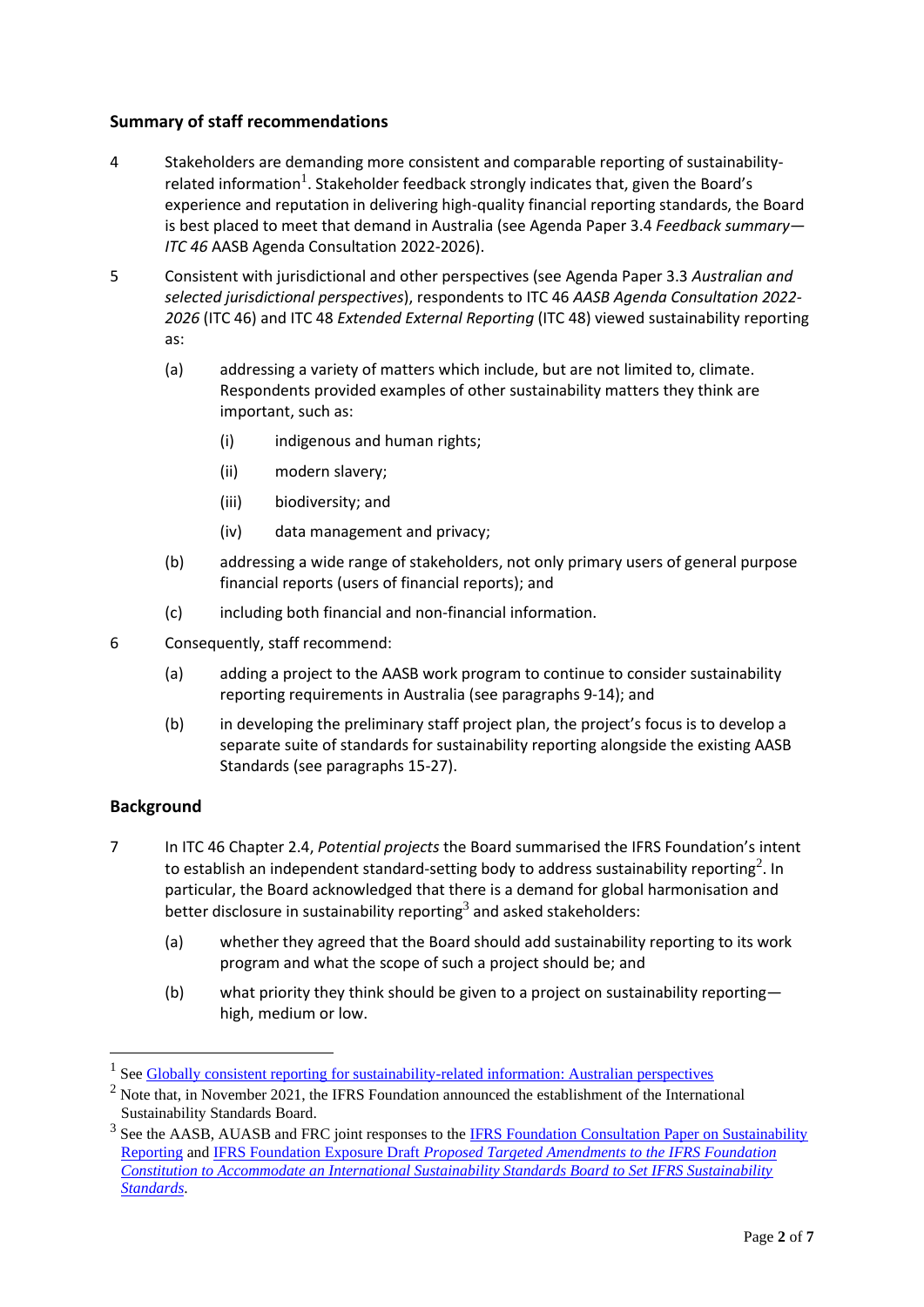## Summary of staff recommendations

4 Stakeholders are demanding more consistent and comparable reporting of sustainability-related information[1]. Stakeholder feedback strongly indicates that, given the Board's experience and reputation in delivering high-quality financial reporting standards, the Board is best placed to meet that demand in Australia (see Agenda Paper 3.4 *Feedback summary—ITC 46* AASB Agenda Consultation 2022-2026).

5 Consistent with jurisdictional and other perspectives (see Agenda Paper 3.3 *Australian and selected jurisdictional perspectives*), respondents to ITC 46 *AASB Agenda Consultation 2022-2026* (ITC 46) and ITC 48 *Extended External Reporting* (ITC 48) viewed sustainability reporting as:

(a) addressing a variety of matters which include, but are not limited to, climate. Respondents provided examples of other sustainability matters they think are important, such as:

  (i) indigenous and human rights;

  (ii) modern slavery;

  (iii) biodiversity; and

  (iv) data management and privacy;

(b) addressing a wide range of stakeholders, not only primary users of general purpose financial reports (users of financial reports); and

(c) including both financial and non-financial information.

6 Consequently, staff recommend:

(a) adding a project to the AASB work program to continue to consider sustainability reporting requirements in Australia (see paragraphs 9-14); and

(b) in developing the preliminary staff project plan, the project's focus is to develop a separate suite of standards for sustainability reporting alongside the existing AASB Standards (see paragraphs 15-27).

## Background

7 In ITC 46 Chapter 2.4, *Potential projects* the Board summarised the IFRS Foundation's intent to establish an independent standard-setting body to address sustainability reporting[2]. In particular, the Board acknowledged that there is a demand for global harmonisation and better disclosure in sustainability reporting[3] and asked stakeholders:

(a) whether they agreed that the Board should add sustainability reporting to its work program and what the scope of such a project should be; and

(b) what priority they think should be given to a project on sustainability reporting—high, medium or low.

---

[1] See Globally consistent reporting for sustainability-related information: Australian perspectives

[2] Note that, in November 2021, the IFRS Foundation announced the establishment of the International Sustainability Standards Board.

[3] See the AASB, AUASB and FRC joint responses to the IFRS Foundation Consultation Paper on Sustainability Reporting and IFRS Foundation Exposure Draft *Proposed Targeted Amendments to the IFRS Foundation Constitution to Accommodate an International Sustainability Standards Board to Set IFRS Sustainability Standards*.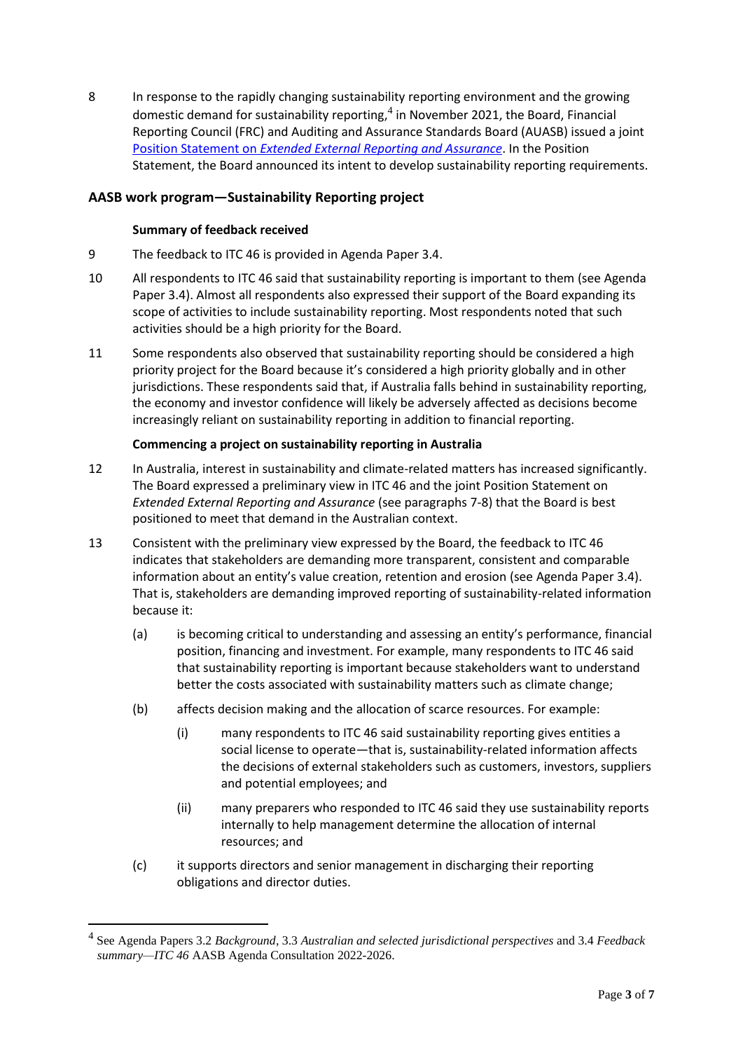8 In response to the rapidly changing sustainability reporting environment and the growing domestic demand for sustainability reporting,[4] in November 2021, the Board, Financial Reporting Council (FRC) and Auditing and Assurance Standards Board (AUASB) issued a joint Position Statement on *Extended External Reporting and Assurance*. In the Position Statement, the Board announced its intent to develop sustainability reporting requirements.

## AASB work program—Sustainability Reporting project

### Summary of feedback received

9 The feedback to ITC 46 is provided in Agenda Paper 3.4.

10 All respondents to ITC 46 said that sustainability reporting is important to them (see Agenda Paper 3.4). Almost all respondents also expressed their support of the Board expanding its scope of activities to include sustainability reporting. Most respondents noted that such activities should be a high priority for the Board.

11 Some respondents also observed that sustainability reporting should be considered a high priority project for the Board because it's considered a high priority globally and in other jurisdictions. These respondents said that, if Australia falls behind in sustainability reporting, the economy and investor confidence will likely be adversely affected as decisions become increasingly reliant on sustainability reporting in addition to financial reporting.

### Commencing a project on sustainability reporting in Australia

12 In Australia, interest in sustainability and climate-related matters has increased significantly. The Board expressed a preliminary view in ITC 46 and the joint Position Statement on *Extended External Reporting and Assurance* (see paragraphs 7-8) that the Board is best positioned to meet that demand in the Australian context.

13 Consistent with the preliminary view expressed by the Board, the feedback to ITC 46 indicates that stakeholders are demanding more transparent, consistent and comparable information about an entity's value creation, retention and erosion (see Agenda Paper 3.4). That is, stakeholders are demanding improved reporting of sustainability-related information because it:

(a) is becoming critical to understanding and assessing an entity's performance, financial position, financing and investment. For example, many respondents to ITC 46 said that sustainability reporting is important because stakeholders want to understand better the costs associated with sustainability matters such as climate change;

(b) affects decision making and the allocation of scarce resources. For example:

(i) many respondents to ITC 46 said sustainability reporting gives entities a social license to operate—that is, sustainability-related information affects the decisions of external stakeholders such as customers, investors, suppliers and potential employees; and

(ii) many preparers who responded to ITC 46 said they use sustainability reports internally to help management determine the allocation of internal resources; and

(c) it supports directors and senior management in discharging their reporting obligations and director duties.

[4] See Agenda Papers 3.2 *Background*, 3.3 *Australian and selected jurisdictional perspectives* and 3.4 *Feedback summary—ITC 46* AASB Agenda Consultation 2022-2026.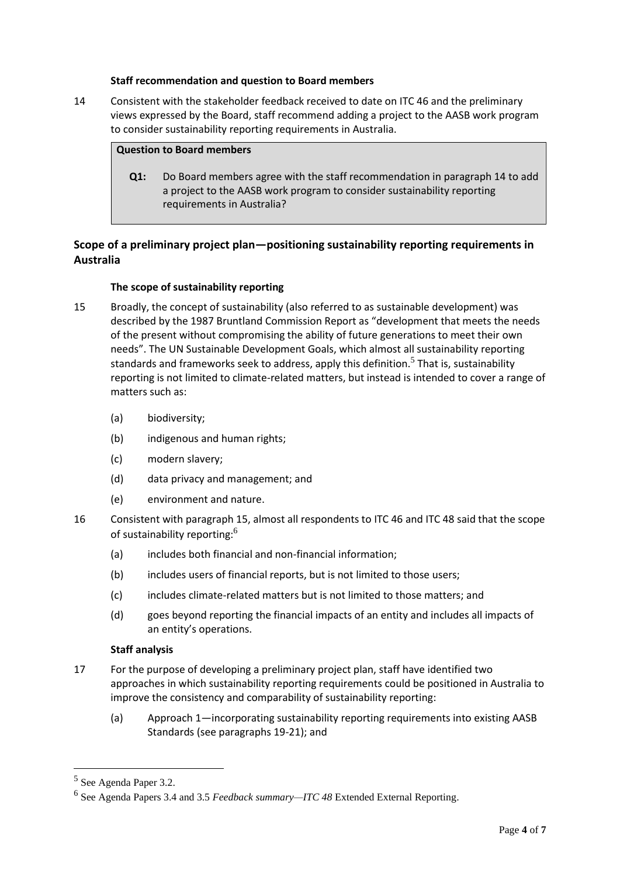**Staff recommendation and question to Board members**

14 Consistent with the stakeholder feedback received to date on ITC 46 and the preliminary views expressed by the Board, staff recommend adding a project to the AASB work program to consider sustainability reporting requirements in Australia.

> **Question to Board members**
>
> **Q1:** Do Board members agree with the staff recommendation in paragraph 14 to add a project to the AASB work program to consider sustainability reporting requirements in Australia?

## Scope of a preliminary project plan—positioning sustainability reporting requirements in Australia

**The scope of sustainability reporting**

15 Broadly, the concept of sustainability (also referred to as sustainable development) was described by the 1987 Bruntland Commission Report as "development that meets the needs of the present without compromising the ability of future generations to meet their own needs". The UN Sustainable Development Goals, which almost all sustainability reporting standards and frameworks seek to address, apply this definition.[5] That is, sustainability reporting is not limited to climate-related matters, but instead is intended to cover a range of matters such as:

(a) biodiversity;

(b) indigenous and human rights;

(c) modern slavery;

(d) data privacy and management; and

(e) environment and nature.

16 Consistent with paragraph 15, almost all respondents to ITC 46 and ITC 48 said that the scope of sustainability reporting:[6]

(a) includes both financial and non-financial information;

(b) includes users of financial reports, but is not limited to those users;

(c) includes climate-related matters but is not limited to those matters; and

(d) goes beyond reporting the financial impacts of an entity and includes all impacts of an entity's operations.

**Staff analysis**

17 For the purpose of developing a preliminary project plan, staff have identified two approaches in which sustainability reporting requirements could be positioned in Australia to improve the consistency and comparability of sustainability reporting:

(a) Approach 1—incorporating sustainability reporting requirements into existing AASB Standards (see paragraphs 19-21); and

---

[5] See Agenda Paper 3.2.

[6] See Agenda Papers 3.4 and 3.5 *Feedback summary—ITC 48* Extended External Reporting.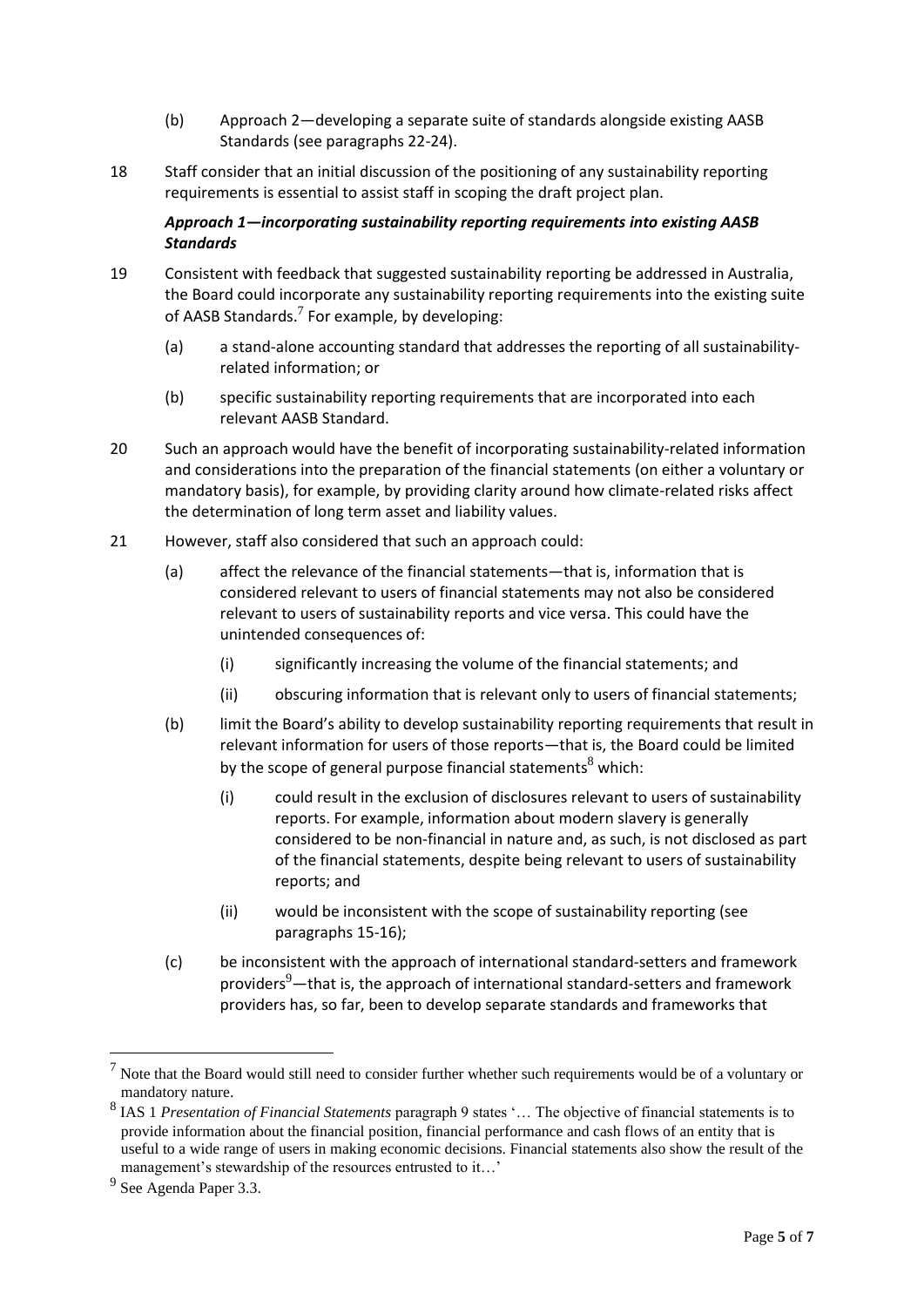(b) Approach 2—developing a separate suite of standards alongside existing AASB Standards (see paragraphs 22-24).

18 Staff consider that an initial discussion of the positioning of any sustainability reporting requirements is essential to assist staff in scoping the draft project plan.

***Approach 1—incorporating sustainability reporting requirements into existing AASB Standards***

19 Consistent with feedback that suggested sustainability reporting be addressed in Australia, the Board could incorporate any sustainability reporting requirements into the existing suite of AASB Standards.[7] For example, by developing:

(a) a stand-alone accounting standard that addresses the reporting of all sustainability-related information; or

(b) specific sustainability reporting requirements that are incorporated into each relevant AASB Standard.

20 Such an approach would have the benefit of incorporating sustainability-related information and considerations into the preparation of the financial statements (on either a voluntary or mandatory basis), for example, by providing clarity around how climate-related risks affect the determination of long term asset and liability values.

21 However, staff also considered that such an approach could:

(a) affect the relevance of the financial statements—that is, information that is considered relevant to users of financial statements may not also be considered relevant to users of sustainability reports and vice versa. This could have the unintended consequences of:

(i) significantly increasing the volume of the financial statements; and

(ii) obscuring information that is relevant only to users of financial statements;

(b) limit the Board's ability to develop sustainability reporting requirements that result in relevant information for users of those reports—that is, the Board could be limited by the scope of general purpose financial statements[8] which:

(i) could result in the exclusion of disclosures relevant to users of sustainability reports. For example, information about modern slavery is generally considered to be non-financial in nature and, as such, is not disclosed as part of the financial statements, despite being relevant to users of sustainability reports; and

(ii) would be inconsistent with the scope of sustainability reporting (see paragraphs 15-16);

(c) be inconsistent with the approach of international standard-setters and framework providers[9]—that is, the approach of international standard-setters and framework providers has, so far, been to develop separate standards and frameworks that

---

[7] Note that the Board would still need to consider further whether such requirements would be of a voluntary or mandatory nature.

[8] IAS 1 *Presentation of Financial Statements* paragraph 9 states '… The objective of financial statements is to provide information about the financial position, financial performance and cash flows of an entity that is useful to a wide range of users in making economic decisions. Financial statements also show the result of the management's stewardship of the resources entrusted to it…'

[9] See Agenda Paper 3.3.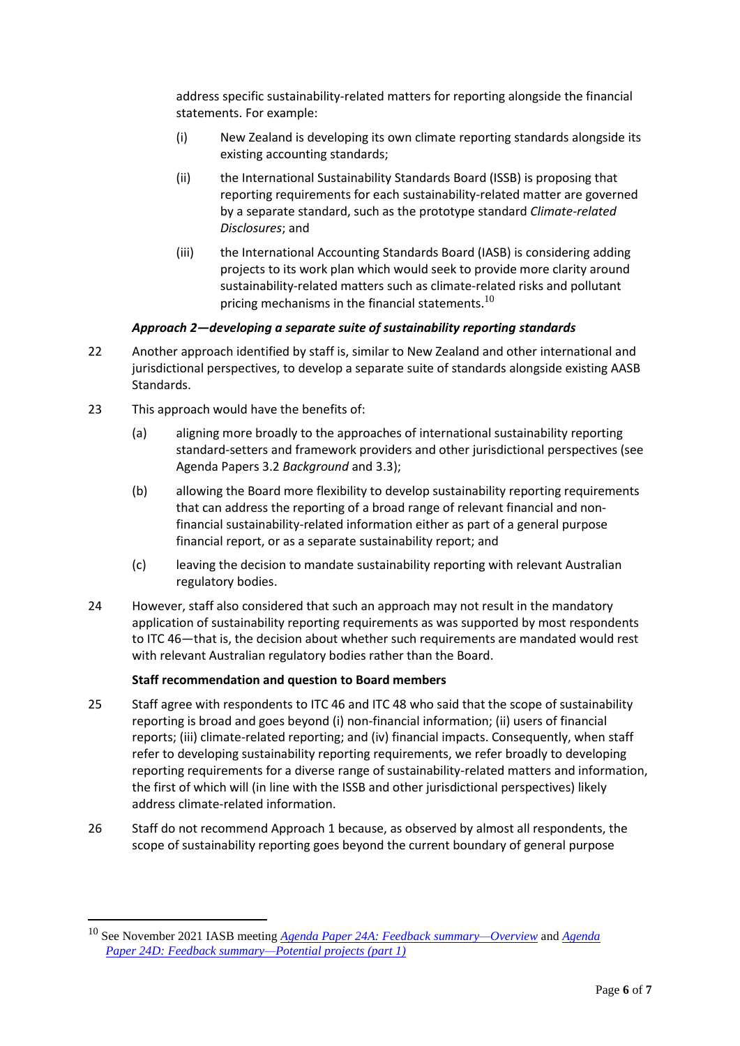address specific sustainability-related matters for reporting alongside the financial statements. For example:

(i) New Zealand is developing its own climate reporting standards alongside its existing accounting standards;

(ii) the International Sustainability Standards Board (ISSB) is proposing that reporting requirements for each sustainability-related matter are governed by a separate standard, such as the prototype standard *Climate-related Disclosures*; and

(iii) the International Accounting Standards Board (IASB) is considering adding projects to its work plan which would seek to provide more clarity around sustainability-related matters such as climate-related risks and pollutant pricing mechanisms in the financial statements.[10]

***Approach 2—developing a separate suite of sustainability reporting standards***

22 Another approach identified by staff is, similar to New Zealand and other international and jurisdictional perspectives, to develop a separate suite of standards alongside existing AASB Standards.

23 This approach would have the benefits of:

(a) aligning more broadly to the approaches of international sustainability reporting standard-setters and framework providers and other jurisdictional perspectives (see Agenda Papers 3.2 *Background* and 3.3);

(b) allowing the Board more flexibility to develop sustainability reporting requirements that can address the reporting of a broad range of relevant financial and non-financial sustainability-related information either as part of a general purpose financial report, or as a separate sustainability report; and

(c) leaving the decision to mandate sustainability reporting with relevant Australian regulatory bodies.

24 However, staff also considered that such an approach may not result in the mandatory application of sustainability reporting requirements as was supported by most respondents to ITC 46—that is, the decision about whether such requirements are mandated would rest with relevant Australian regulatory bodies rather than the Board.

**Staff recommendation and question to Board members**

25 Staff agree with respondents to ITC 46 and ITC 48 who said that the scope of sustainability reporting is broad and goes beyond (i) non-financial information; (ii) users of financial reports; (iii) climate-related reporting; and (iv) financial impacts. Consequently, when staff refer to developing sustainability reporting requirements, we refer broadly to developing reporting requirements for a diverse range of sustainability-related matters and information, the first of which will (in line with the ISSB and other jurisdictional perspectives) likely address climate-related information.

26 Staff do not recommend Approach 1 because, as observed by almost all respondents, the scope of sustainability reporting goes beyond the current boundary of general purpose

---

[10] See November 2021 IASB meeting *Agenda Paper 24A: Feedback summary—Overview* and *Agenda Paper 24D: Feedback summary—Potential projects (part 1)*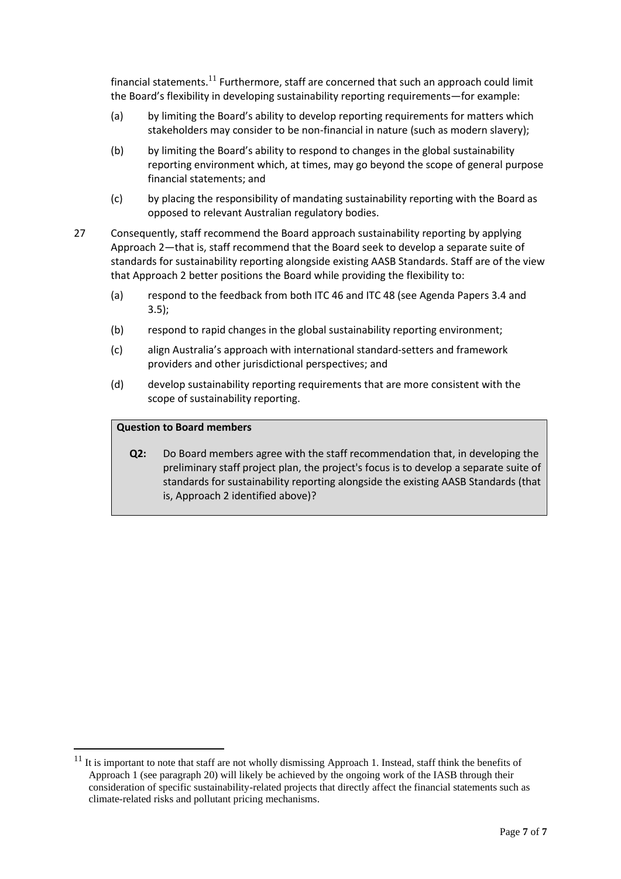financial statements.[11] Furthermore, staff are concerned that such an approach could limit the Board's flexibility in developing sustainability reporting requirements—for example:

(a) by limiting the Board's ability to develop reporting requirements for matters which stakeholders may consider to be non-financial in nature (such as modern slavery);

(b) by limiting the Board's ability to respond to changes in the global sustainability reporting environment which, at times, may go beyond the scope of general purpose financial statements; and

(c) by placing the responsibility of mandating sustainability reporting with the Board as opposed to relevant Australian regulatory bodies.

27 Consequently, staff recommend the Board approach sustainability reporting by applying Approach 2—that is, staff recommend that the Board seek to develop a separate suite of standards for sustainability reporting alongside existing AASB Standards. Staff are of the view that Approach 2 better positions the Board while providing the flexibility to:

(a) respond to the feedback from both ITC 46 and ITC 48 (see Agenda Papers 3.4 and 3.5);

(b) respond to rapid changes in the global sustainability reporting environment;

(c) align Australia's approach with international standard-setters and framework providers and other jurisdictional perspectives; and

(d) develop sustainability reporting requirements that are more consistent with the scope of sustainability reporting.

> **Question to Board members**
>
> **Q2:** Do Board members agree with the staff recommendation that, in developing the preliminary staff project plan, the project's focus is to develop a separate suite of standards for sustainability reporting alongside the existing AASB Standards (that is, Approach 2 identified above)?

---

[11] It is important to note that staff are not wholly dismissing Approach 1. Instead, staff think the benefits of Approach 1 (see paragraph 20) will likely be achieved by the ongoing work of the IASB through their consideration of specific sustainability-related projects that directly affect the financial statements such as climate-related risks and pollutant pricing mechanisms.